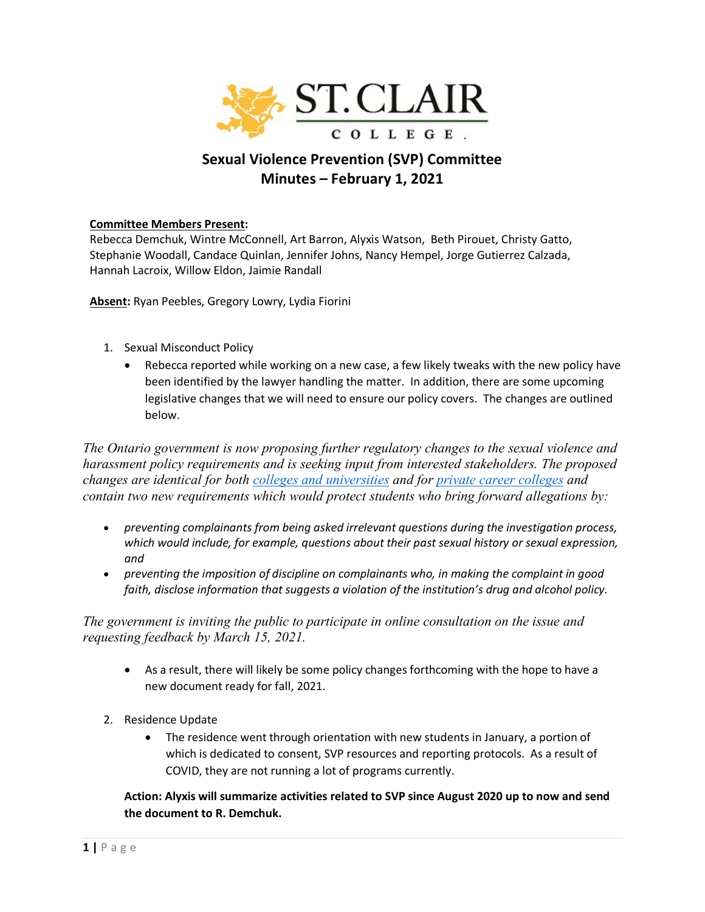# Sexual Violence Prevention (SVP) Committee
## Minutes – February 1, 2021

**Committee Members Present:**
Rebecca Demchuk, Wintre McConnell, Art Barron, Alyxis Watson, Beth Pirouet, Christy Gatto, Stephanie Woodall, Candace Quinlan, Jennifer Johns, Nancy Hempel, Jorge Gutierrez Calzada, Hannah Lacroix, Willow Eldon, Jaimie Randall

**Absent:** Ryan Peebles, Gregory Lowry, Lydia Fiorini

1. Sexual Misconduct Policy
   - Rebecca reported while working on a new case, a few likely tweaks with the new policy have been identified by the lawyer handling the matter. In addition, there are some upcoming legislative changes that we will need to ensure our policy covers. The changes are outlined below.

*The Ontario government is now proposing further regulatory changes to the sexual violence and harassment policy requirements and is seeking input from interested stakeholders. The proposed changes are identical for both colleges and universities and for private career colleges and contain two new requirements which would protect students who bring forward allegations by:*

- *preventing complainants from being asked irrelevant questions during the investigation process, which would include, for example, questions about their past sexual history or sexual expression, and*
- *preventing the imposition of discipline on complainants who, in making the complaint in good faith, disclose information that suggests a violation of the institution's drug and alcohol policy.*

*The government is inviting the public to participate in online consultation on the issue and requesting feedback by March 15, 2021.*

   - As a result, there will likely be some policy changes forthcoming with the hope to have a new document ready for fall, 2021.

2. Residence Update
   - The residence went through orientation with new students in January, a portion of which is dedicated to consent, SVP resources and reporting protocols. As a result of COVID, they are not running a lot of programs currently.

**Action: Alyxis will summarize activities related to SVP since August 2020 up to now and send the document to R. Demchuk.**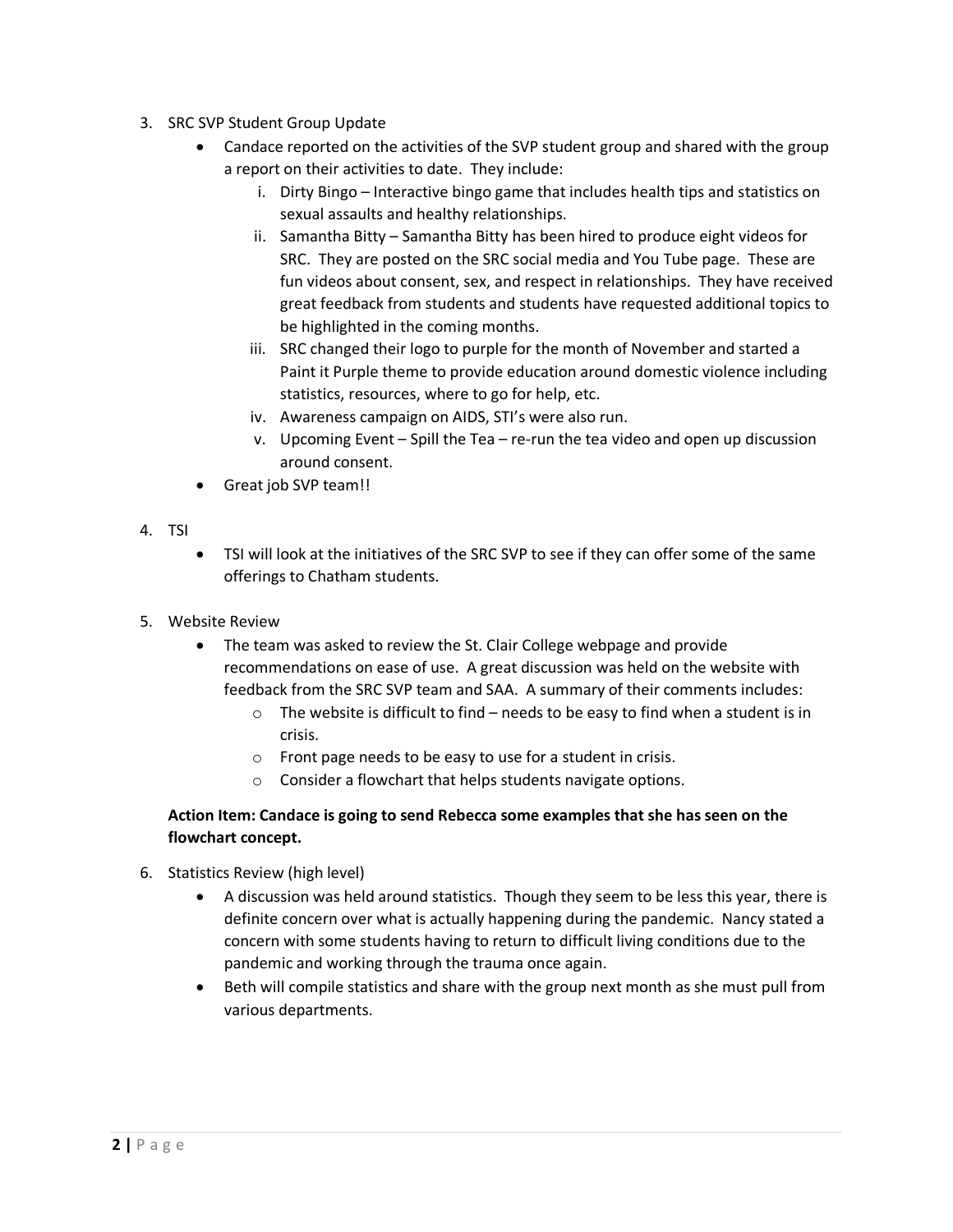3. SRC SVP Student Group Update
    - Candace reported on the activities of the SVP student group and shared with the group a report on their activities to date. They include:
        i. Dirty Bingo – Interactive bingo game that includes health tips and statistics on sexual assaults and healthy relationships.
        ii. Samantha Bitty – Samantha Bitty has been hired to produce eight videos for SRC. They are posted on the SRC social media and You Tube page. These are fun videos about consent, sex, and respect in relationships. They have received great feedback from students and students have requested additional topics to be highlighted in the coming months.
        iii. SRC changed their logo to purple for the month of November and started a Paint it Purple theme to provide education around domestic violence including statistics, resources, where to go for help, etc.
        iv. Awareness campaign on AIDS, STI's were also run.
        v. Upcoming Event – Spill the Tea – re-run the tea video and open up discussion around consent.
    - Great job SVP team!!

4. TSI
    - TSI will look at the initiatives of the SRC SVP to see if they can offer some of the same offerings to Chatham students.

5. Website Review
    - The team was asked to review the St. Clair College webpage and provide recommendations on ease of use. A great discussion was held on the website with feedback from the SRC SVP team and SAA. A summary of their comments includes:
        - The website is difficult to find – needs to be easy to find when a student is in crisis.
        - Front page needs to be easy to use for a student in crisis.
        - Consider a flowchart that helps students navigate options.

    **Action Item: Candace is going to send Rebecca some examples that she has seen on the flowchart concept.**

6. Statistics Review (high level)
    - A discussion was held around statistics. Though they seem to be less this year, there is definite concern over what is actually happening during the pandemic. Nancy stated a concern with some students having to return to difficult living conditions due to the pandemic and working through the trauma once again.
    - Beth will compile statistics and share with the group next month as she must pull from various departments.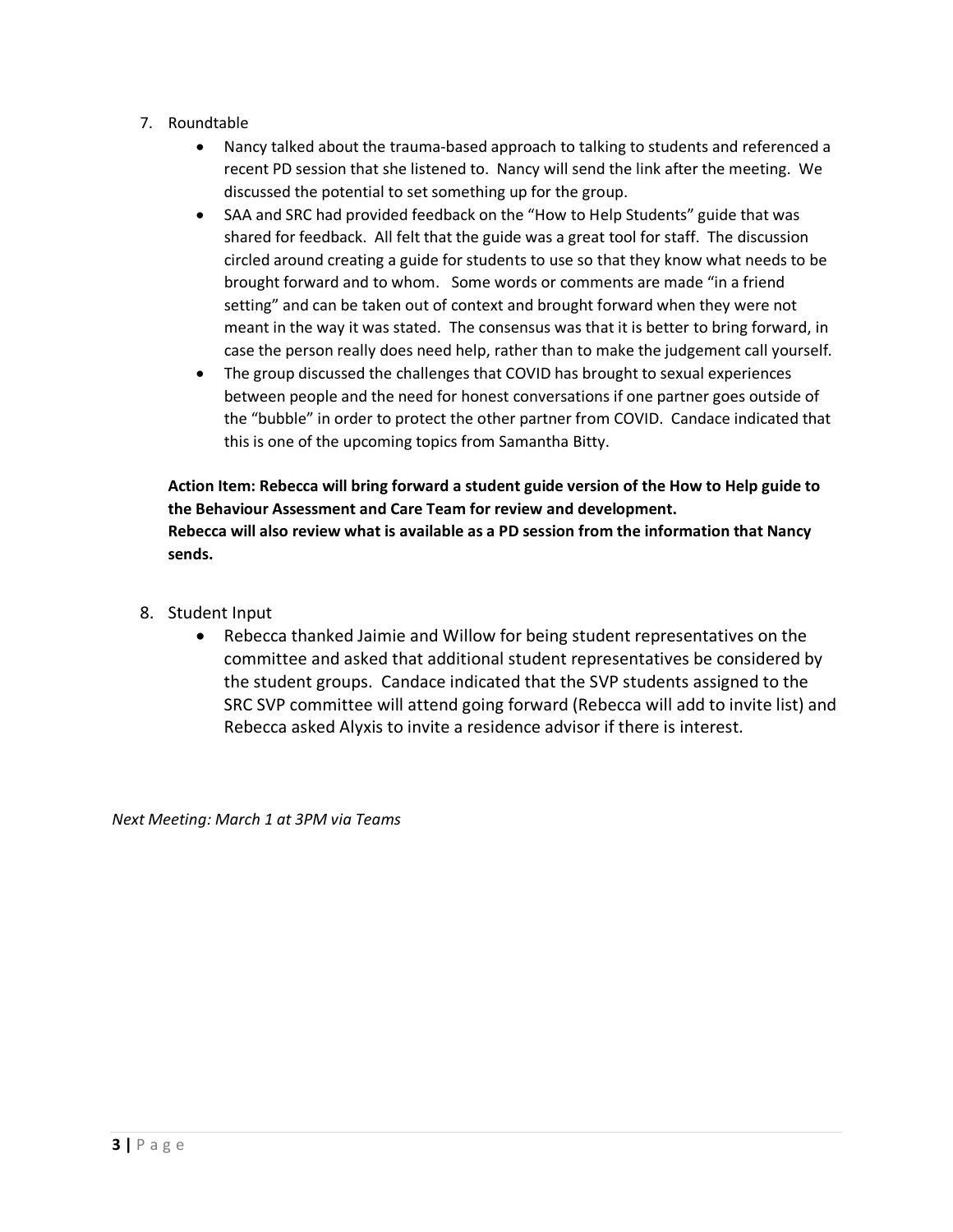7. Roundtable
   - Nancy talked about the trauma-based approach to talking to students and referenced a recent PD session that she listened to. Nancy will send the link after the meeting. We discussed the potential to set something up for the group.
   - SAA and SRC had provided feedback on the "How to Help Students" guide that was shared for feedback. All felt that the guide was a great tool for staff. The discussion circled around creating a guide for students to use so that they know what needs to be brought forward and to whom. Some words or comments are made "in a friend setting" and can be taken out of context and brought forward when they were not meant in the way it was stated. The consensus was that it is better to bring forward, in case the person really does need help, rather than to make the judgement call yourself.
   - The group discussed the challenges that COVID has brought to sexual experiences between people and the need for honest conversations if one partner goes outside of the "bubble" in order to protect the other partner from COVID. Candace indicated that this is one of the upcoming topics from Samantha Bitty.

   **Action Item: Rebecca will bring forward a student guide version of the How to Help guide to the Behaviour Assessment and Care Team for review and development.**
   **Rebecca will also review what is available as a PD session from the information that Nancy sends.**

8. Student Input
   - Rebecca thanked Jaimie and Willow for being student representatives on the committee and asked that additional student representatives be considered by the student groups. Candace indicated that the SVP students assigned to the SRC SVP committee will attend going forward (Rebecca will add to invite list) and Rebecca asked Alyxis to invite a residence advisor if there is interest.

*Next Meeting: March 1 at 3PM via Teams*